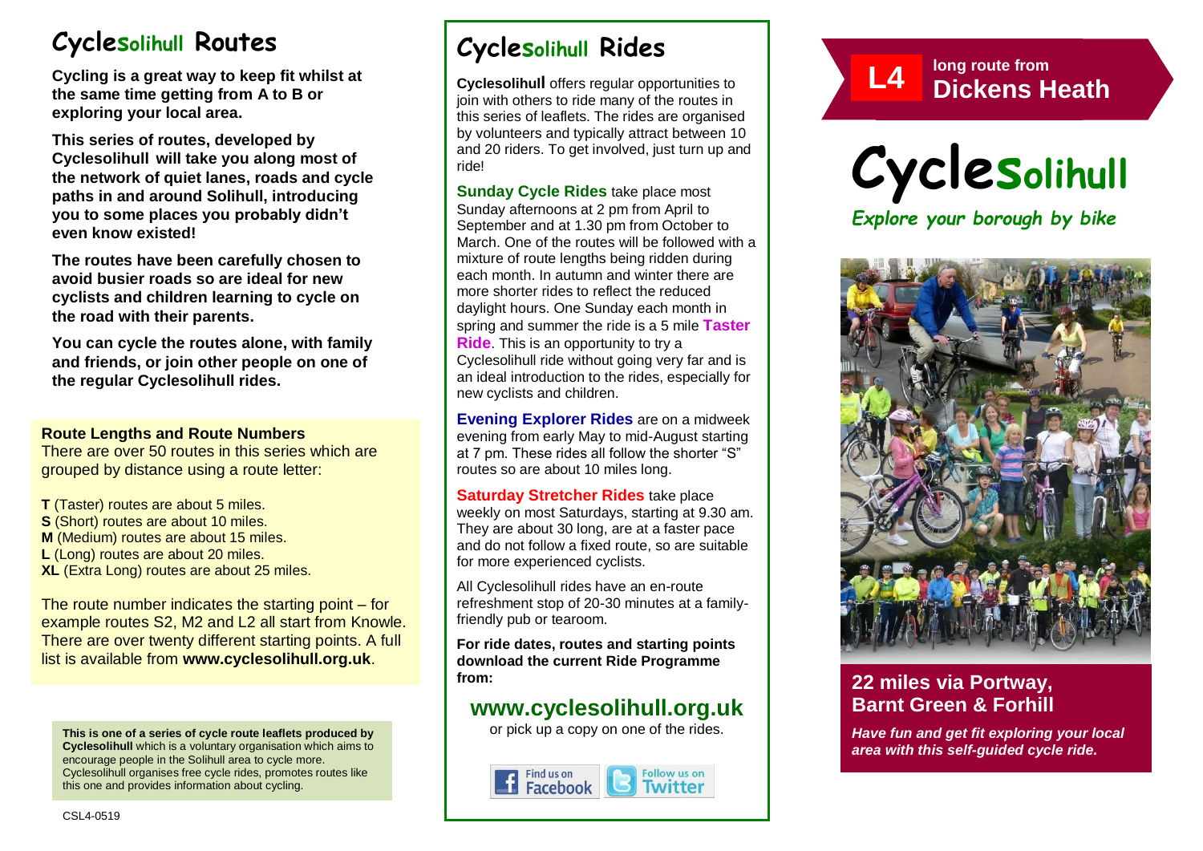# Cyclesolihull Routes

**Cycling is a great way to keep fit whilst at the same time getting from A to B or exploring your local area.**

**This series of routes, developed by Cyclesolihull will take you along most of the network of quiet lanes, roads and cycle paths in and around Solihull, introducing you to some places you probably didn't even know existed!**

**The routes have been carefully chosen to avoid busier roads so are ideal for new cyclists and children learning to cycle on the road with their parents.**

**You can cycle the routes alone, with family and friends, or join other people on one of the regular Cyclesolihull rides.**

**Route Lengths and Route Numbers**

There are over 50 routes in this series which are grouped by distance using a route letter:

**T** (Taster) routes are about 5 miles.
**S** (Short) routes are about 10 miles.
**M** (Medium) routes are about 15 miles.
**L** (Long) routes are about 20 miles.
**XL** (Extra Long) routes are about 25 miles.

The route number indicates the starting point – for example routes S2, M2 and L2 all start from Knowle. There are over twenty different starting points. A full list is available from **www.cyclesolihull.org.uk**.

**This is one of a series of cycle route leaflets produced by Cyclesolihull** which is a voluntary organisation which aims to encourage people in the Solihull area to cycle more. Cyclesolihull organises free cycle rides, promotes routes like this one and provides information about cycling.

CSL4-0519

# Cyclesolihull Rides

**Cyclesolihull** offers regular opportunities to join with others to ride many of the routes in this series of leaflets. The rides are organised by volunteers and typically attract between 10 and 20 riders. To get involved, just turn up and ride!

**Sunday Cycle Rides** take place most Sunday afternoons at 2 pm from April to September and at 1.30 pm from October to March. One of the routes will be followed with a mixture of route lengths being ridden during each month. In autumn and winter there are more shorter rides to reflect the reduced daylight hours. One Sunday each month in spring and summer the ride is a 5 mile **Taster Ride**. This is an opportunity to try a Cyclesolihull ride without going very far and is an ideal introduction to the rides, especially for new cyclists and children.

**Evening Explorer Rides** are on a midweek evening from early May to mid-August starting at 7 pm. These rides all follow the shorter "S" routes so are about 10 miles long.

**Saturday Stretcher Rides** take place weekly on most Saturdays, starting at 9.30 am. They are about 30 long, are at a faster pace and do not follow a fixed route, so are suitable for more experienced cyclists.

All Cyclesolihull rides have an en-route refreshment stop of 20-30 minutes at a family-friendly pub or tearoom.

**For ride dates, routes and starting points download the current Ride Programme from:**

## www.cyclesolihull.org.uk

or pick up a copy on one of the rides.

Find us on Facebook | Follow us on Twitter

# L4 long route from Dickens Heath

# Cyclesolihull

*Explore your borough by bike*

## 22 miles via Portway, Barnt Green & Forhill

***Have fun and get fit exploring your local area with this self-guided cycle ride.***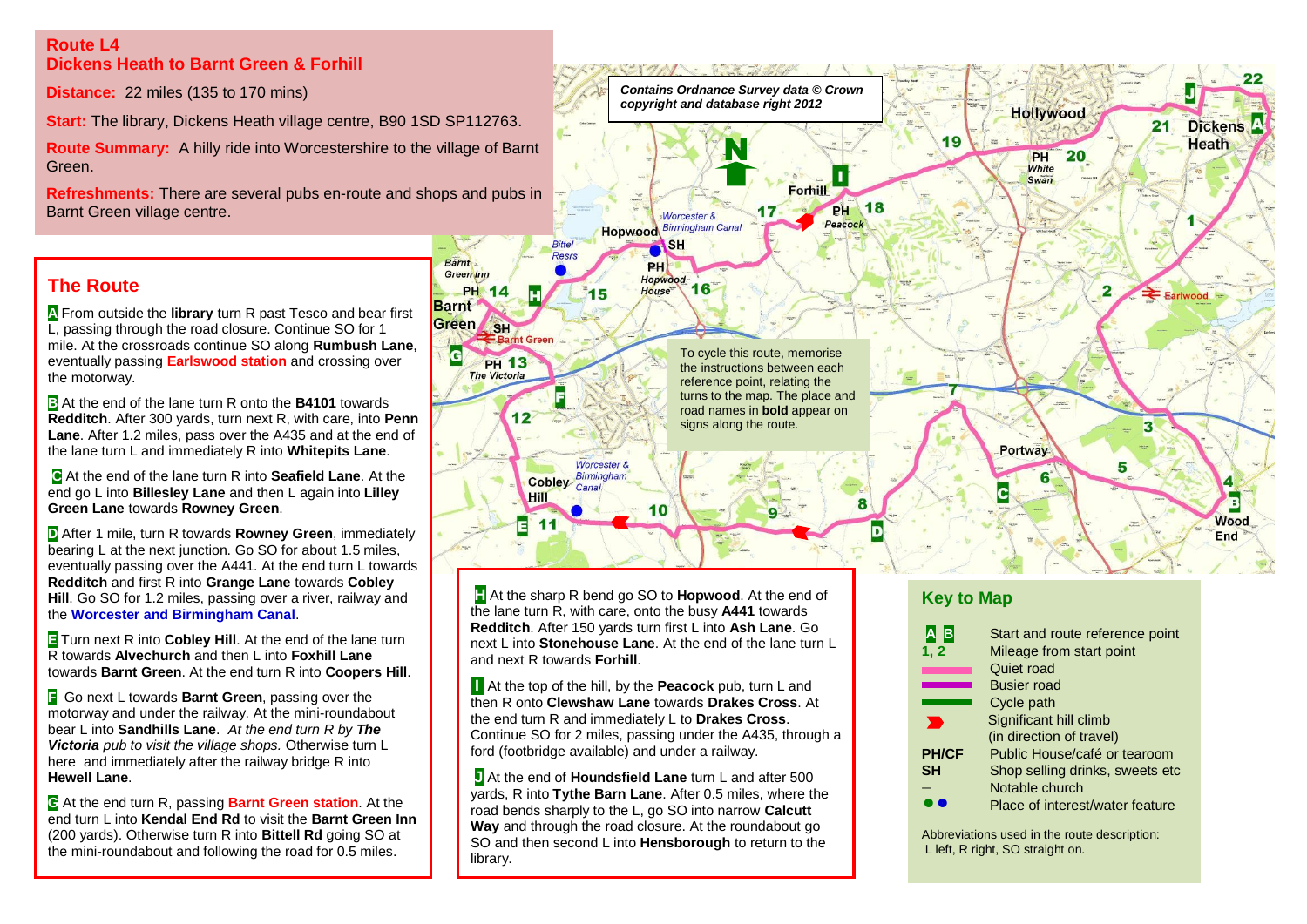## Route L4
## Dickens Heath to Barnt Green & Forhill

**Distance:** 22 miles (135 to 170 mins)

**Start:** The library, Dickens Heath village centre, B90 1SD SP112763.

**Route Summary:** A hilly ride into Worcestershire to the village of Barnt Green.

**Refreshments:** There are several pubs en-route and shops and pubs in Barnt Green village centre.

## The Route

**A** From outside the **library** turn R past Tesco and bear first L, passing through the road closure. Continue SO for 1 mile. At the crossroads continue SO along **Rumbush Lane**, eventually passing **Earlswood station** and crossing over the motorway.

**B** At the end of the lane turn R onto the **B4101** towards **Redditch**. After 300 yards, turn next R, with care, into **Penn Lane**. After 1.2 miles, pass over the A435 and at the end of the lane turn L and immediately R into **Whitepits Lane**.

**C** At the end of the lane turn R into **Seafield Lane**. At the end go L into **Billesley Lane** and then L again into **Lilley Green Lane** towards **Rowney Green**.

**D** After 1 mile, turn R towards **Rowney Green**, immediately bearing L at the next junction. Go SO for about 1.5 miles, eventually passing over the A441. At the end turn L towards **Redditch** and first R into **Grange Lane** towards **Cobley Hill**. Go SO for 1.2 miles, passing over a river, railway and the **Worcester and Birmingham Canal**.

**E** Turn next R into **Cobley Hill**. At the end of the lane turn R towards **Alvechurch** and then L into **Foxhill Lane** towards **Barnt Green**. At the end turn R into **Coopers Hill**.

**F** Go next L towards **Barnt Green**, passing over the motorway and under the railway. At the mini-roundabout bear L into **Sandhills Lane**. *At the end turn R by **The Victoria** pub to visit the village shops.* Otherwise turn L here and immediately after the railway bridge R into **Hewell Lane**.

**G** At the end turn R, passing **Barnt Green station**. At the end turn L into **Kendal End Rd** to visit the **Barnt Green Inn** (200 yards). Otherwise turn R into **Bittell Rd** going SO at the mini-roundabout and following the road for 0.5 miles.

**H** At the sharp R bend go SO to **Hopwood**. At the end of the lane turn R, with care, onto the busy **A441** towards **Redditch**. After 150 yards turn first L into **Ash Lane**. Go next L into **Stonehouse Lane**. At the end of the lane turn L and next R towards **Forhill**.

**I** At the top of the hill, by the **Peacock** pub, turn L and then R onto **Clewshaw Lane** towards **Drakes Cross**. At the end turn R and immediately L to **Drakes Cross**. Continue SO for 2 miles, passing under the A435 and through a ford (footbridge available) and under a railway.

**J** At the end of **Houndsfield Lane** turn L and after 500 yards, R into **Tythe Barn Lane**. After 0.5 miles, where the road bends sharply to the L, go SO into narrow **Calcutt Way** and through the road closure. At the roundabout go SO and then second L into **Hensborough** to return to the library.

*Contains Ordnance Survey data © Crown copyright and database right 2012*

To cycle this route, memorise the instructions between each reference point, relating the turns to the map. The place and road names in **bold** appear on signs along the route.

## Key to Map

| | |
|---|---|
| A B | Start and route reference point |
| 1, 2 | Mileage from start point |
| (pink line) | Quiet road |
| (purple line) | Busier road |
| (green line) | Cycle path |
| (red arrow) | Significant hill climb (in direction of travel) |
| PH/CF | Public House/café or tearoom |
| SH | Shop selling drinks, sweets etc |
| – | Notable church |
| ● ● | Place of interest/water feature |

Abbreviations used in the route description: L left, R right, SO straight on.